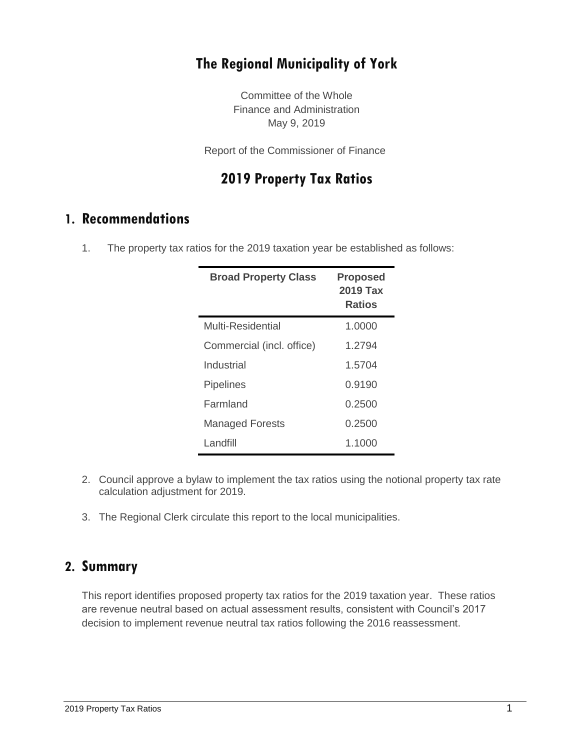# The Regional Municipality of York

Committee of the Whole
Finance and Administration
May 9, 2019

Report of the Commissioner of Finance

# 2019 Property Tax Ratios

## 1. Recommendations

1. The property tax ratios for the 2019 taxation year be established as follows:

| Broad Property Class | Proposed 2019 Tax Ratios |
|---|---|
| Multi-Residential | 1.0000 |
| Commercial (incl. office) | 1.2794 |
| Industrial | 1.5704 |
| Pipelines | 0.9190 |
| Farmland | 0.2500 |
| Managed Forests | 0.2500 |
| Landfill | 1.1000 |

2. Council approve a bylaw to implement the tax ratios using the notional property tax rate calculation adjustment for 2019.

3. The Regional Clerk circulate this report to the local municipalities.

## 2. Summary

This report identifies proposed property tax ratios for the 2019 taxation year. These ratios are revenue neutral based on actual assessment results, consistent with Council's 2017 decision to implement revenue neutral tax ratios following the 2016 reassessment.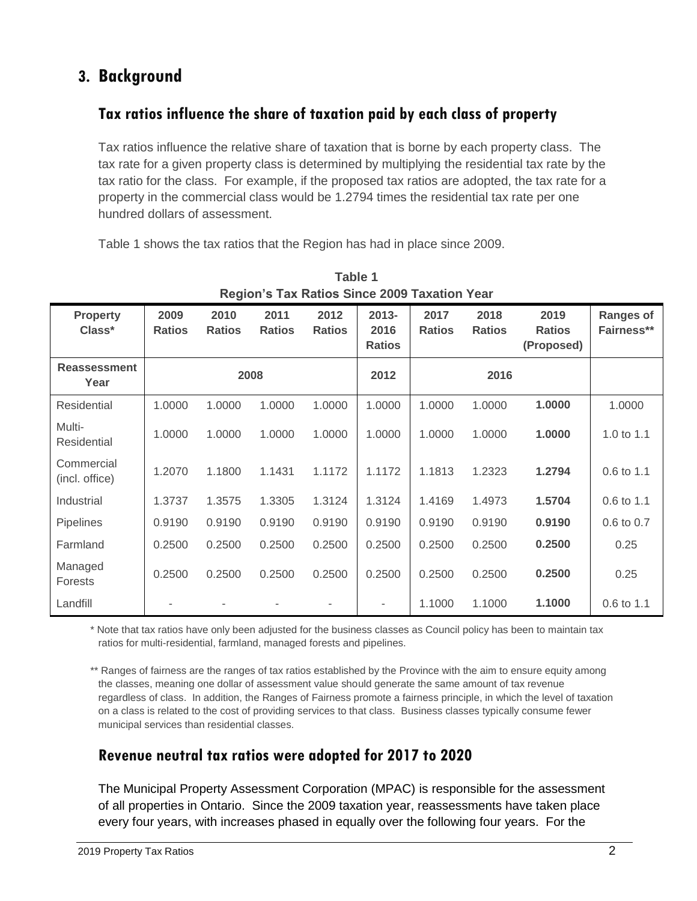## 3. Background

### Tax ratios influence the share of taxation paid by each class of property

Tax ratios influence the relative share of taxation that is borne by each property class. The tax rate for a given property class is determined by multiplying the residential tax rate by the tax ratio for the class. For example, if the proposed tax ratios are adopted, the tax rate for a property in the commercial class would be 1.2794 times the residential tax rate per one hundred dollars of assessment.

Table 1 shows the tax ratios that the Region has had in place since 2009.

**Table 1**
**Region's Tax Ratios Since 2009 Taxation Year**

| Property Class* | 2009 Ratios | 2010 Ratios | 2011 Ratios | 2012 Ratios | 2013-2016 Ratios | 2017 Ratios | 2018 Ratios | 2019 Ratios (Proposed) | Ranges of Fairness** |
|---|---|---|---|---|---|---|---|---|---|
| **Reassessment Year** | 2008 | | | | 2012 | 2016 | | | |
| Residential | 1.0000 | 1.0000 | 1.0000 | 1.0000 | 1.0000 | 1.0000 | 1.0000 | **1.0000** | 1.0000 |
| Multi-Residential | 1.0000 | 1.0000 | 1.0000 | 1.0000 | 1.0000 | 1.0000 | 1.0000 | **1.0000** | 1.0 to 1.1 |
| Commercial (incl. office) | 1.2070 | 1.1800 | 1.1431 | 1.1172 | 1.1172 | 1.1813 | 1.2323 | **1.2794** | 0.6 to 1.1 |
| Industrial | 1.3737 | 1.3575 | 1.3305 | 1.3124 | 1.3124 | 1.4169 | 1.4973 | **1.5704** | 0.6 to 1.1 |
| Pipelines | 0.9190 | 0.9190 | 0.9190 | 0.9190 | 0.9190 | 0.9190 | 0.9190 | **0.9190** | 0.6 to 0.7 |
| Farmland | 0.2500 | 0.2500 | 0.2500 | 0.2500 | 0.2500 | 0.2500 | 0.2500 | **0.2500** | 0.25 |
| Managed Forests | 0.2500 | 0.2500 | 0.2500 | 0.2500 | 0.2500 | 0.2500 | 0.2500 | **0.2500** | 0.25 |
| Landfill | - | - | - | - | - | 1.1000 | 1.1000 | **1.1000** | 0.6 to 1.1 |

\* Note that tax ratios have only been adjusted for the business classes as Council policy has been to maintain tax ratios for multi-residential, farmland, managed forests and pipelines.

\*\* Ranges of fairness are the ranges of tax ratios established by the Province with the aim to ensure equity among the classes, meaning one dollar of assessment value should generate the same amount of tax revenue regardless of class. In addition, the Ranges of Fairness promote a fairness principle, in which the level of taxation on a class is related to the cost of providing services to that class. Business classes typically consume fewer municipal services than residential classes.

### Revenue neutral tax ratios were adopted for 2017 to 2020

The Municipal Property Assessment Corporation (MPAC) is responsible for the assessment of all properties in Ontario. Since the 2009 taxation year, reassessments have taken place every four years, with increases phased in equally over the following four years. For the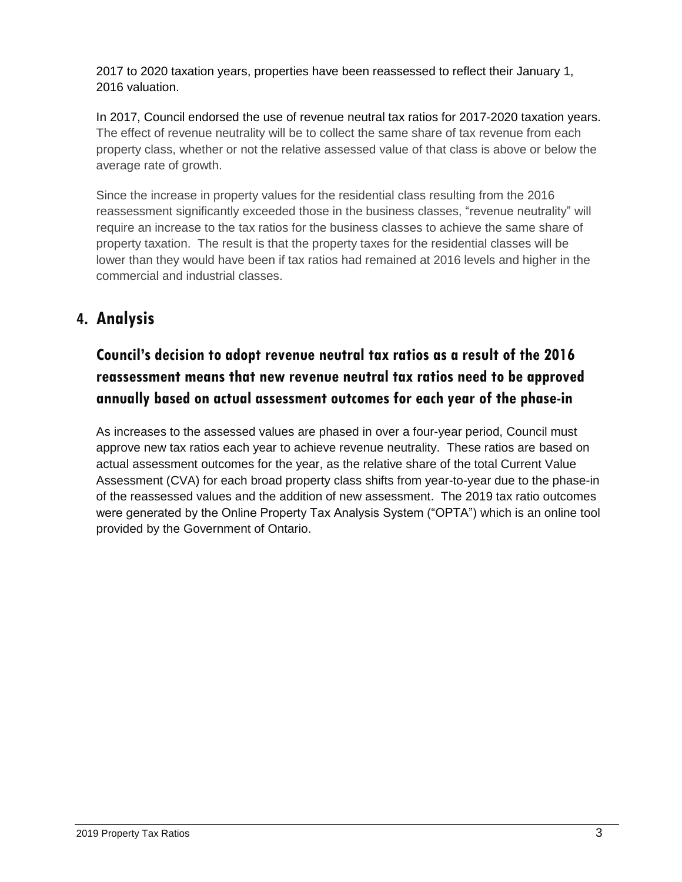2017 to 2020 taxation years, properties have been reassessed to reflect their January 1, 2016 valuation.

In 2017, Council endorsed the use of revenue neutral tax ratios for 2017-2020 taxation years. The effect of revenue neutrality will be to collect the same share of tax revenue from each property class, whether or not the relative assessed value of that class is above or below the average rate of growth.

Since the increase in property values for the residential class resulting from the 2016 reassessment significantly exceeded those in the business classes, "revenue neutrality" will require an increase to the tax ratios for the business classes to achieve the same share of property taxation. The result is that the property taxes for the residential classes will be lower than they would have been if tax ratios had remained at 2016 levels and higher in the commercial and industrial classes.

## 4. Analysis

### Council's decision to adopt revenue neutral tax ratios as a result of the 2016 reassessment means that new revenue neutral tax ratios need to be approved annually based on actual assessment outcomes for each year of the phase-in

As increases to the assessed values are phased in over a four-year period, Council must approve new tax ratios each year to achieve revenue neutrality. These ratios are based on actual assessment outcomes for the year, as the relative share of the total Current Value Assessment (CVA) for each broad property class shifts from year-to-year due to the phase-in of the reassessed values and the addition of new assessment. The 2019 tax ratio outcomes were generated by the Online Property Tax Analysis System ("OPTA") which is an online tool provided by the Government of Ontario.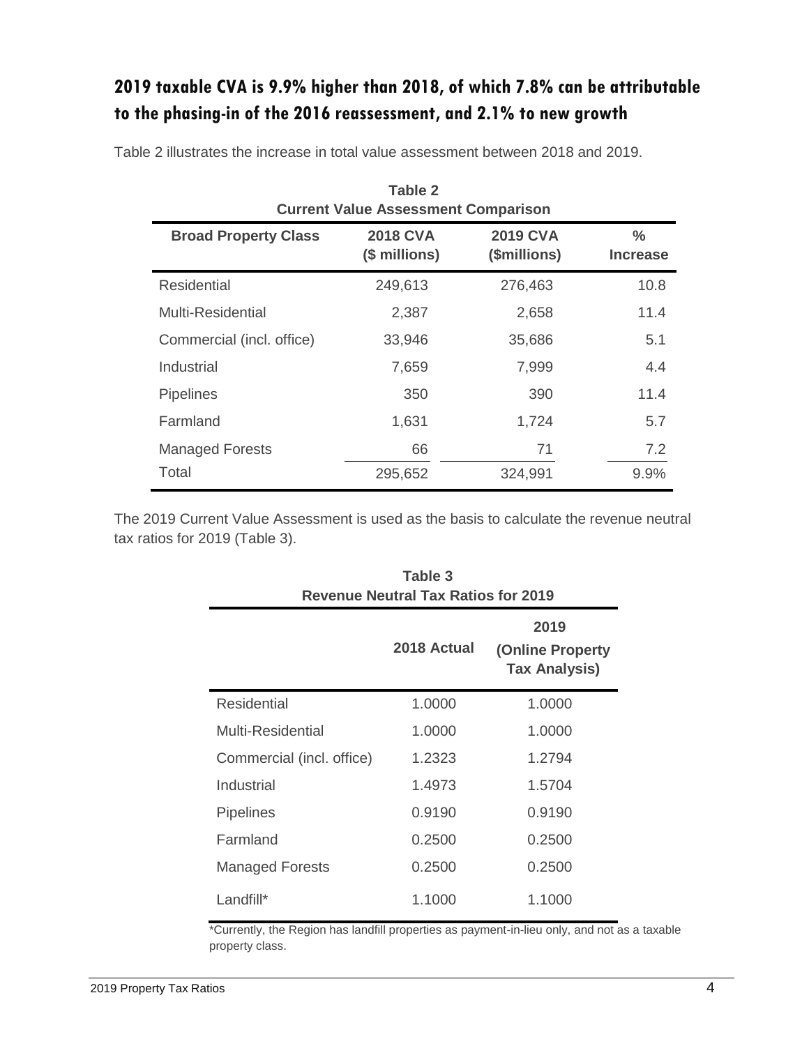## 2019 taxable CVA is 9.9% higher than 2018, of which 7.8% can be attributable to the phasing-in of the 2016 reassessment, and 2.1% to new growth

Table 2 illustrates the increase in total value assessment between 2018 and 2019.

**Table 2**
**Current Value Assessment Comparison**

| Broad Property Class | 2018 CVA ($ millions) | 2019 CVA ($millions) | % Increase |
|---|---|---|---|
| Residential | 249,613 | 276,463 | 10.8 |
| Multi-Residential | 2,387 | 2,658 | 11.4 |
| Commercial (incl. office) | 33,946 | 35,686 | 5.1 |
| Industrial | 7,659 | 7,999 | 4.4 |
| Pipelines | 350 | 390 | 11.4 |
| Farmland | 1,631 | 1,724 | 5.7 |
| Managed Forests | 66 | 71 | 7.2 |
| Total | 295,652 | 324,991 | 9.9% |

The 2019 Current Value Assessment is used as the basis to calculate the revenue neutral tax ratios for 2019 (Table 3).

**Table 3**
**Revenue Neutral Tax Ratios for 2019**

| | 2018 Actual | 2019 (Online Property Tax Analysis) |
|---|---|---|
| Residential | 1.0000 | 1.0000 |
| Multi-Residential | 1.0000 | 1.0000 |
| Commercial (incl. office) | 1.2323 | 1.2794 |
| Industrial | 1.4973 | 1.5704 |
| Pipelines | 0.9190 | 0.9190 |
| Farmland | 0.2500 | 0.2500 |
| Managed Forests | 0.2500 | 0.2500 |
| Landfill* | 1.1000 | 1.1000 |

*Currently, the Region has landfill properties as payment-in-lieu only, and not as a taxable property class.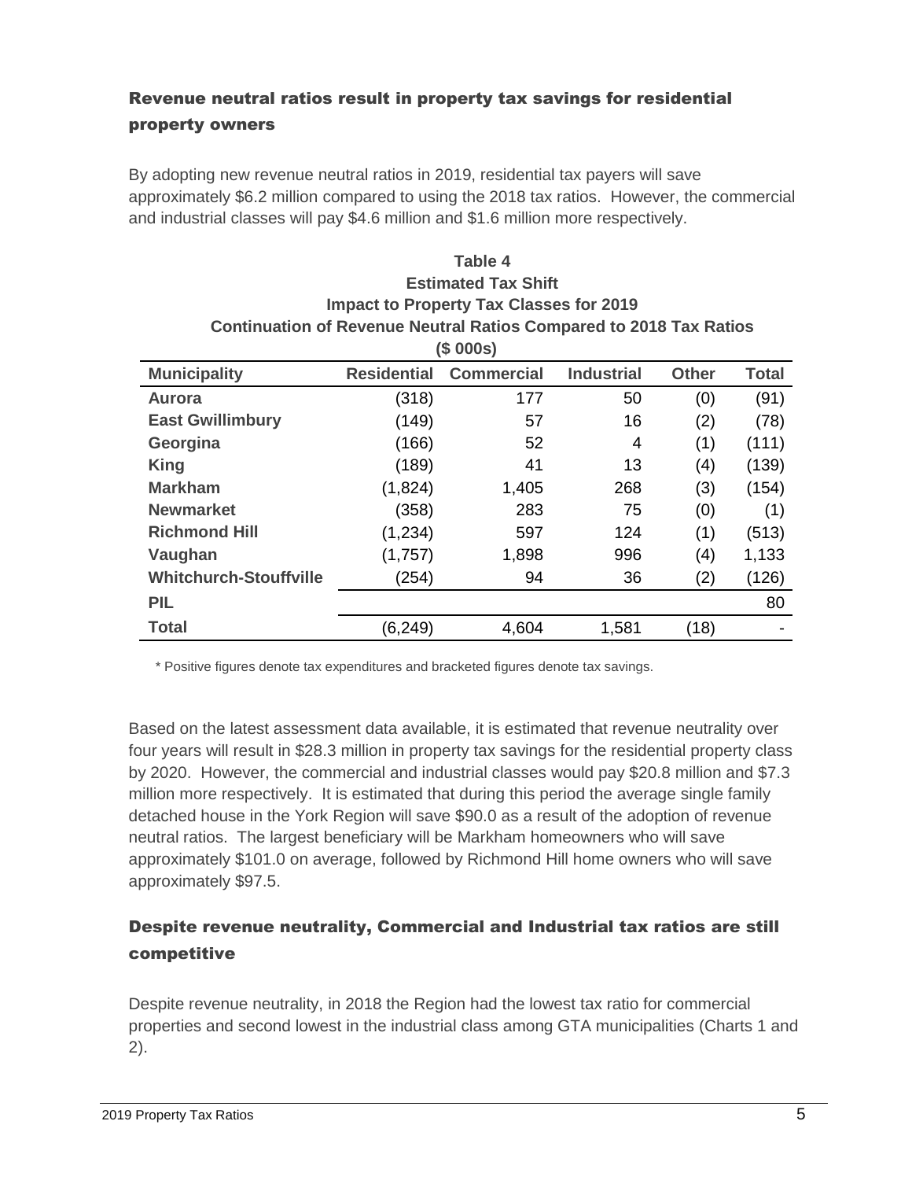## Revenue neutral ratios result in property tax savings for residential property owners

By adopting new revenue neutral ratios in 2019, residential tax payers will save approximately $6.2 million compared to using the 2018 tax ratios. However, the commercial and industrial classes will pay $4.6 million and $1.6 million more respectively.

**Table 4**
**Estimated Tax Shift**
**Impact to Property Tax Classes for 2019**
**Continuation of Revenue Neutral Ratios Compared to 2018 Tax Ratios**
**($ 000s)**

| Municipality | Residential | Commercial | Industrial | Other | Total |
|---|---|---|---|---|---|
| **Aurora** | (318) | 177 | 50 | (0) | (91) |
| **East Gwillimbury** | (149) | 57 | 16 | (2) | (78) |
| **Georgina** | (166) | 52 | 4 | (1) | (111) |
| **King** | (189) | 41 | 13 | (4) | (139) |
| **Markham** | (1,824) | 1,405 | 268 | (3) | (154) |
| **Newmarket** | (358) | 283 | 75 | (0) | (1) |
| **Richmond Hill** | (1,234) | 597 | 124 | (1) | (513) |
| **Vaughan** | (1,757) | 1,898 | 996 | (4) | 1,133 |
| **Whitchurch-Stouffville** | (254) | 94 | 36 | (2) | (126) |
| **PIL** | | | | | 80 |
| **Total** | (6,249) | 4,604 | 1,581 | (18) | - |

* Positive figures denote tax expenditures and bracketed figures denote tax savings.

Based on the latest assessment data available, it is estimated that revenue neutrality over four years will result in $28.3 million in property tax savings for the residential property class by 2020. However, the commercial and industrial classes would pay $20.8 million and $7.3 million more respectively. It is estimated that during this period the average single family detached house in the York Region will save $90.0 as a result of the adoption of revenue neutral ratios. The largest beneficiary will be Markham homeowners who will save approximately $101.0 on average, followed by Richmond Hill home owners who will save approximately $97.5.

## Despite revenue neutrality, Commercial and Industrial tax ratios are still competitive

Despite revenue neutrality, in 2018 the Region had the lowest tax ratio for commercial properties and second lowest in the industrial class among GTA municipalities (Charts 1 and 2).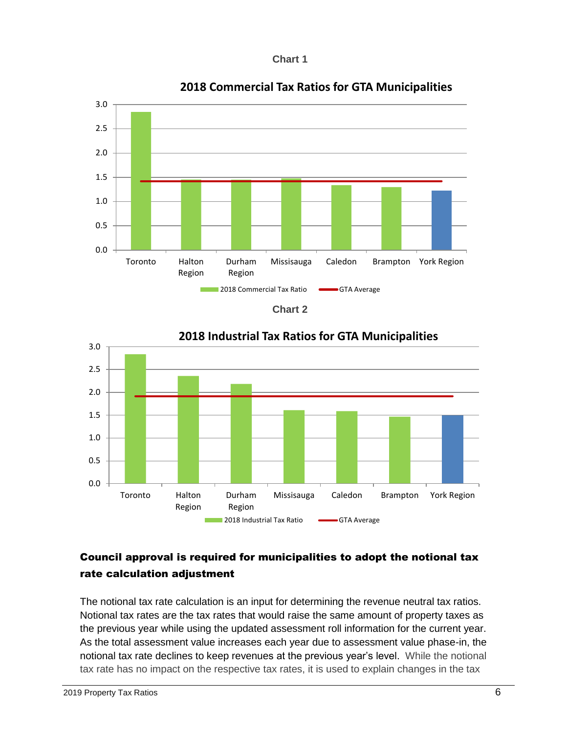**Chart 1**

**2018 Commercial Tax Ratios for GTA Municipalities**

**Chart 2**

**2018 Industrial Tax Ratios for GTA Municipalities**

### Council approval is required for municipalities to adopt the notional tax rate calculation adjustment

The notional tax rate calculation is an input for determining the revenue neutral tax ratios. Notional tax rates are the tax rates that would raise the same amount of property taxes as the previous year while using the updated assessment roll information for the current year. As the total assessment value increases each year due to assessment value phase-in, the notional tax rate declines to keep revenues at the previous year's level. While the notional tax rate has no impact on the respective tax rates, it is used to explain changes in the tax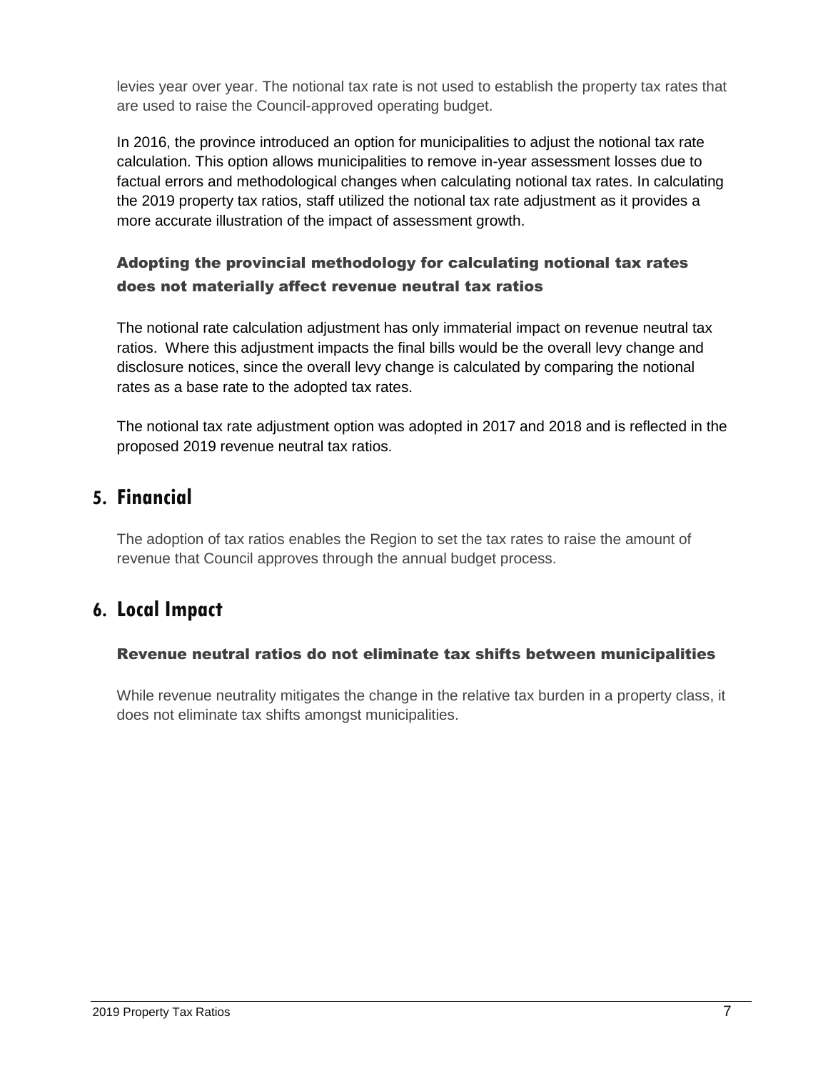levies year over year. The notional tax rate is not used to establish the property tax rates that are used to raise the Council-approved operating budget.

In 2016, the province introduced an option for municipalities to adjust the notional tax rate calculation. This option allows municipalities to remove in-year assessment losses due to factual errors and methodological changes when calculating notional tax rates. In calculating the 2019 property tax ratios, staff utilized the notional tax rate adjustment as it provides a more accurate illustration of the impact of assessment growth.

### Adopting the provincial methodology for calculating notional tax rates does not materially affect revenue neutral tax ratios

The notional rate calculation adjustment has only immaterial impact on revenue neutral tax ratios. Where this adjustment impacts the final bills would be the overall levy change and disclosure notices, since the overall levy change is calculated by comparing the notional rates as a base rate to the adopted tax rates.

The notional tax rate adjustment option was adopted in 2017 and 2018 and is reflected in the proposed 2019 revenue neutral tax ratios.

## 5. Financial

The adoption of tax ratios enables the Region to set the tax rates to raise the amount of revenue that Council approves through the annual budget process.

## 6. Local Impact

### Revenue neutral ratios do not eliminate tax shifts between municipalities

While revenue neutrality mitigates the change in the relative tax burden in a property class, it does not eliminate tax shifts amongst municipalities.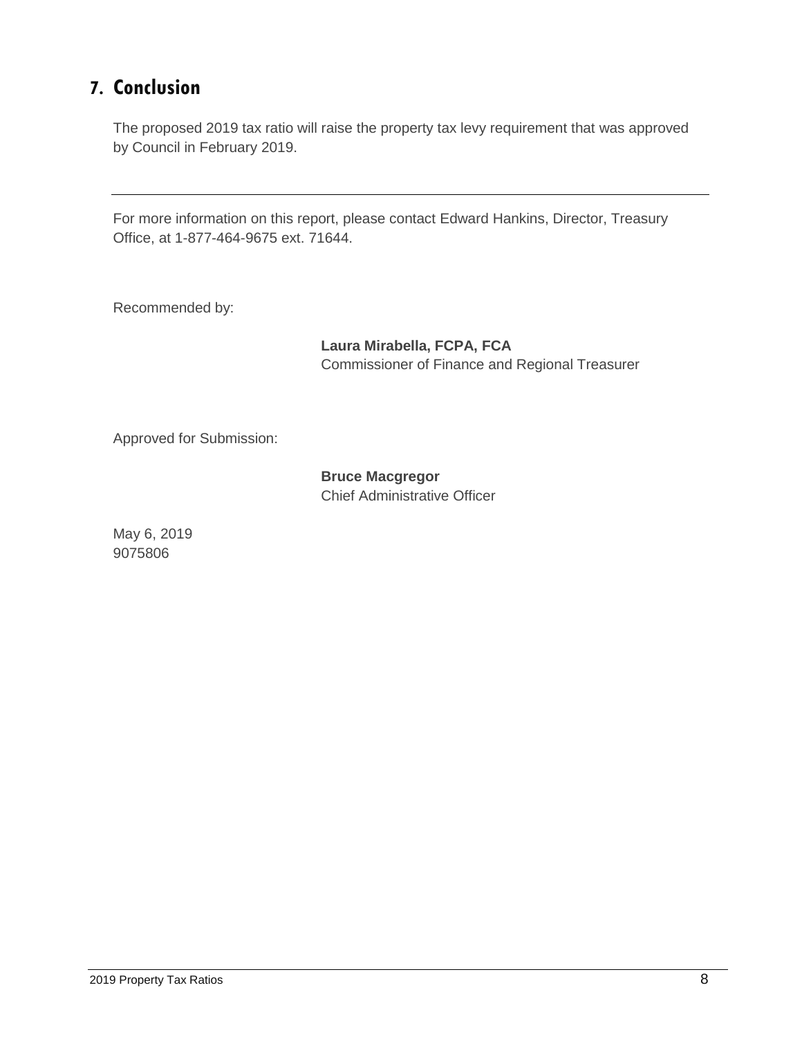## 7. Conclusion

The proposed 2019 tax ratio will raise the property tax levy requirement that was approved by Council in February 2019.

---

For more information on this report, please contact Edward Hankins, Director, Treasury Office, at 1-877-464-9675 ext. 71644.

Recommended by:

**Laura Mirabella, FCPA, FCA**
Commissioner of Finance and Regional Treasurer

Approved for Submission:

**Bruce Macgregor**
Chief Administrative Officer

May 6, 2019
9075806